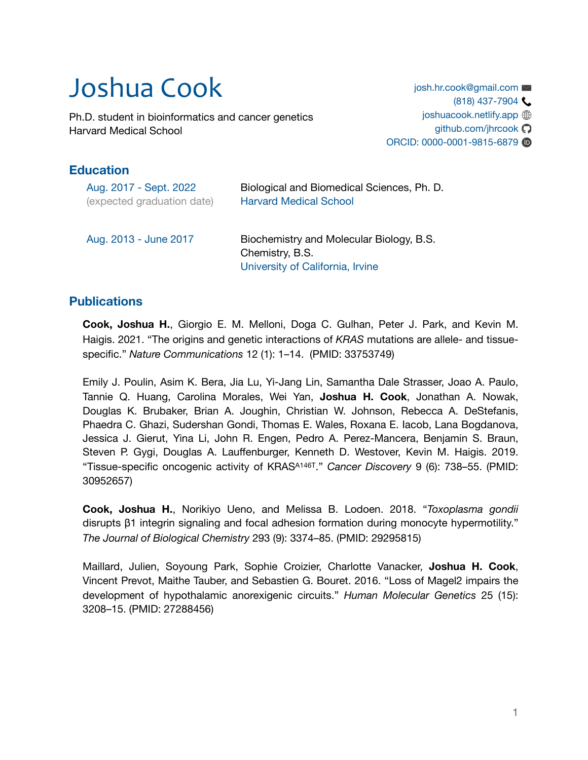# Joshua Cook

Ph.D. student in bioinformatics and cancer genetics
Harvard Medical School

josh.hr.cook@gmail.com
(818) 437-7904
joshuacook.netlify.app
github.com/jhrcook
ORCID: 0000-0001-9815-6879

## Education

Aug. 2017 - Sept. 2022 (expected graduation date)
Biological and Biomedical Sciences, Ph. D.
Harvard Medical School

Aug. 2013 - June 2017
Biochemistry and Molecular Biology, B.S.
Chemistry, B.S.
University of California, Irvine

## Publications

**Cook, Joshua H.**, Giorgio E. M. Melloni, Doga C. Gulhan, Peter J. Park, and Kevin M. Haigis. 2021. "The origins and genetic interactions of *KRAS* mutations are allele- and tissue-specific." *Nature Communications* 12 (1): 1–14. (PMID: 33753749)

Emily J. Poulin, Asim K. Bera, Jia Lu, Yi-Jang Lin, Samantha Dale Strasser, Joao A. Paulo, Tannie Q. Huang, Carolina Morales, Wei Yan, **Joshua H. Cook**, Jonathan A. Nowak, Douglas K. Brubaker, Brian A. Joughin, Christian W. Johnson, Rebecca A. DeStefanis, Phaedra C. Ghazi, Sudershan Gondi, Thomas E. Wales, Roxana E. Iacob, Lana Bogdanova, Jessica J. Gierut, Yina Li, John R. Engen, Pedro A. Perez-Mancera, Benjamin S. Braun, Steven P. Gygi, Douglas A. Lauffenburger, Kenneth D. Westover, Kevin M. Haigis. 2019. "Tissue-specific oncogenic activity of $KRAS^{A146T}$." *Cancer Discovery* 9 (6): 738–55. (PMID: 30952657)

**Cook, Joshua H.**, Norikiyo Ueno, and Melissa B. Lodoen. 2018. "*Toxoplasma gondii* disrupts β1 integrin signaling and focal adhesion formation during monocyte hypermotility." *The Journal of Biological Chemistry* 293 (9): 3374–85. (PMID: 29295815)

Maillard, Julien, Soyoung Park, Sophie Croizier, Charlotte Vanacker, **Joshua H. Cook**, Vincent Prevot, Maithe Tauber, and Sebastien G. Bouret. 2016. "Loss of Magel2 impairs the development of hypothalamic anorexigenic circuits." *Human Molecular Genetics* 25 (15): 3208–15. (PMID: 27288456)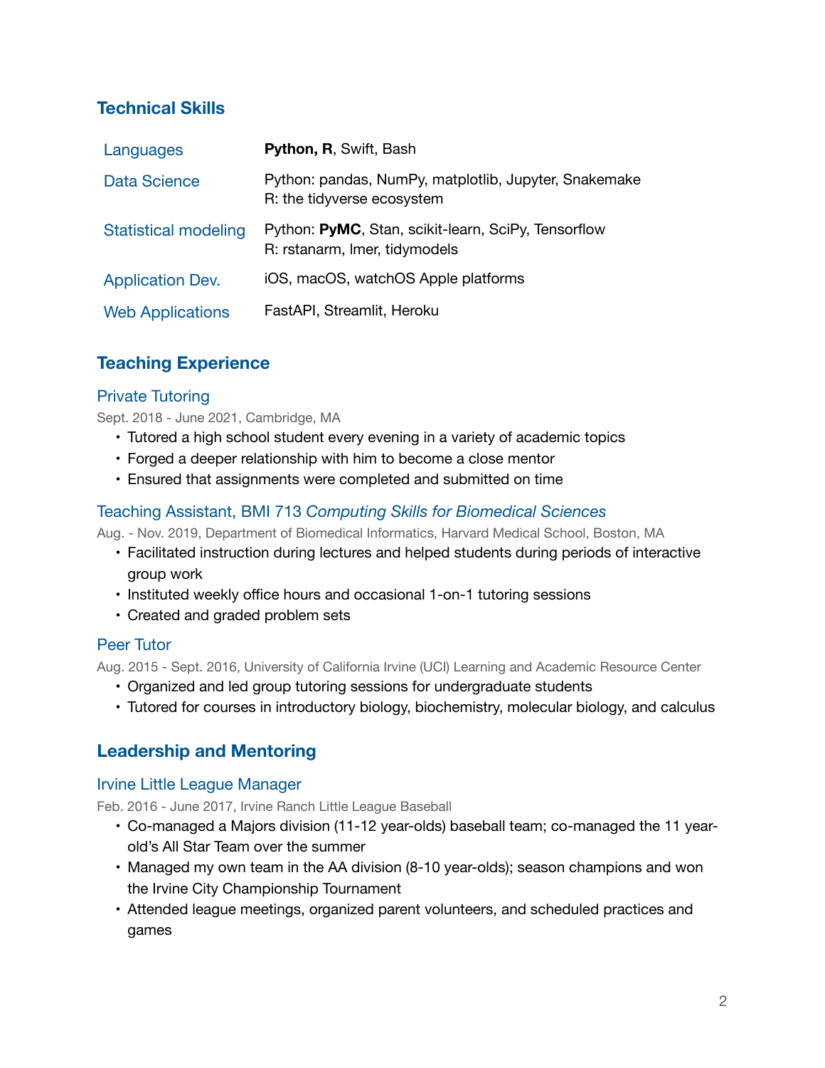## Technical Skills

| | |
|---|---|
| Languages | **Python, R**, Swift, Bash |
| Data Science | Python: pandas, NumPy, matplotlib, Jupyter, Snakemake<br>R: the tidyverse ecosystem |
| Statistical modeling | Python: **PyMC**, Stan, scikit-learn, SciPy, Tensorflow<br>R: rstanarm, lmer, tidymodels |
| Application Dev. | iOS, macOS, watchOS Apple platforms |
| Web Applications | FastAPI, Streamlit, Heroku |

## Teaching Experience

### Private Tutoring

Sept. 2018 - June 2021, Cambridge, MA

- Tutored a high school student every evening in a variety of academic topics
- Forged a deeper relationship with him to become a close mentor
- Ensured that assignments were completed and submitted on time

### Teaching Assistant, BMI 713 *Computing Skills for Biomedical Sciences*

Aug. - Nov. 2019, Department of Biomedical Informatics, Harvard Medical School, Boston, MA

- Facilitated instruction during lectures and helped students during periods of interactive group work
- Instituted weekly office hours and occasional 1-on-1 tutoring sessions
- Created and graded problem sets

### Peer Tutor

Aug. 2015 - Sept. 2016, University of California Irvine (UCI) Learning and Academic Resource Center

- Organized and led group tutoring sessions for undergraduate students
- Tutored for courses in introductory biology, biochemistry, molecular biology, and calculus

## Leadership and Mentoring

### Irvine Little League Manager

Feb. 2016 - June 2017, Irvine Ranch Little League Baseball

- Co-managed a Majors division (11-12 year-olds) baseball team; co-managed the 11 year-old's All Star Team over the summer
- Managed my own team in the AA division (8-10 year-olds); season champions and won the Irvine City Championship Tournament
- Attended league meetings, organized parent volunteers, and scheduled practices and games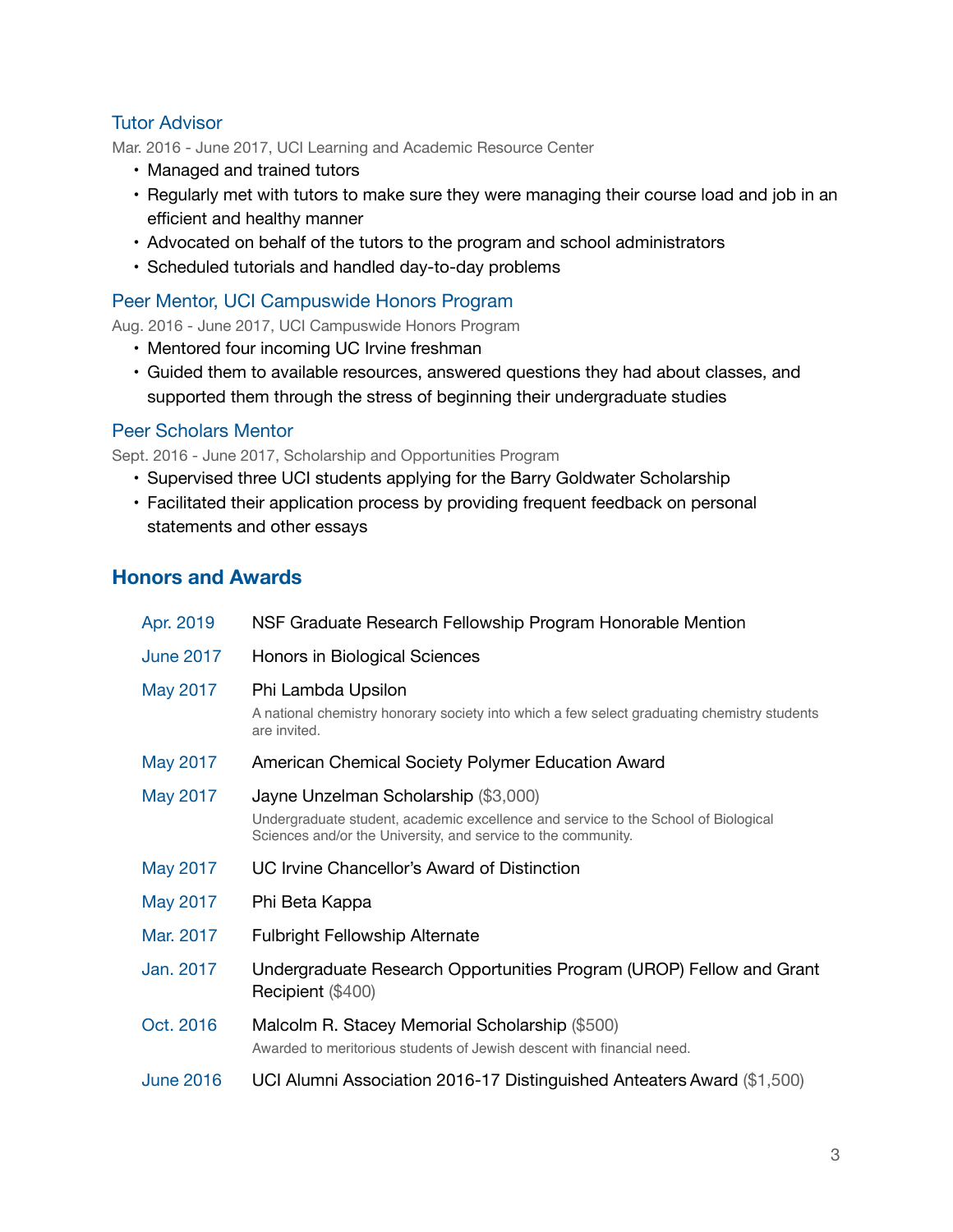### Tutor Advisor

Mar. 2016 - June 2017, UCI Learning and Academic Resource Center

- Managed and trained tutors
- Regularly met with tutors to make sure they were managing their course load and job in an efficient and healthy manner
- Advocated on behalf of the tutors to the program and school administrators
- Scheduled tutorials and handled day-to-day problems

### Peer Mentor, UCI Campuswide Honors Program

Aug. 2016 - June 2017, UCI Campuswide Honors Program

- Mentored four incoming UC Irvine freshman
- Guided them to available resources, answered questions they had about classes, and supported them through the stress of beginning their undergraduate studies

### Peer Scholars Mentor

Sept. 2016 - June 2017, Scholarship and Opportunities Program

- Supervised three UCI students applying for the Barry Goldwater Scholarship
- Facilitated their application process by providing frequent feedback on personal statements and other essays

## Honors and Awards

| | |
|---|---|
| Apr. 2019 | NSF Graduate Research Fellowship Program Honorable Mention |
| June 2017 | Honors in Biological Sciences |
| May 2017 | Phi Lambda Upsilon<br>A national chemistry honorary society into which a few select graduating chemistry students are invited. |
| May 2017 | American Chemical Society Polymer Education Award |
| May 2017 | Jayne Unzelman Scholarship ($3,000)<br>Undergraduate student, academic excellence and service to the School of Biological Sciences and/or the University, and service to the community. |
| May 2017 | UC Irvine Chancellor's Award of Distinction |
| May 2017 | Phi Beta Kappa |
| Mar. 2017 | Fulbright Fellowship Alternate |
| Jan. 2017 | Undergraduate Research Opportunities Program (UROP) Fellow and Grant Recipient ($400) |
| Oct. 2016 | Malcolm R. Stacey Memorial Scholarship ($500)<br>Awarded to meritorious students of Jewish descent with financial need. |
| June 2016 | UCI Alumni Association 2016-17 Distinguished Anteaters Award ($1,500) |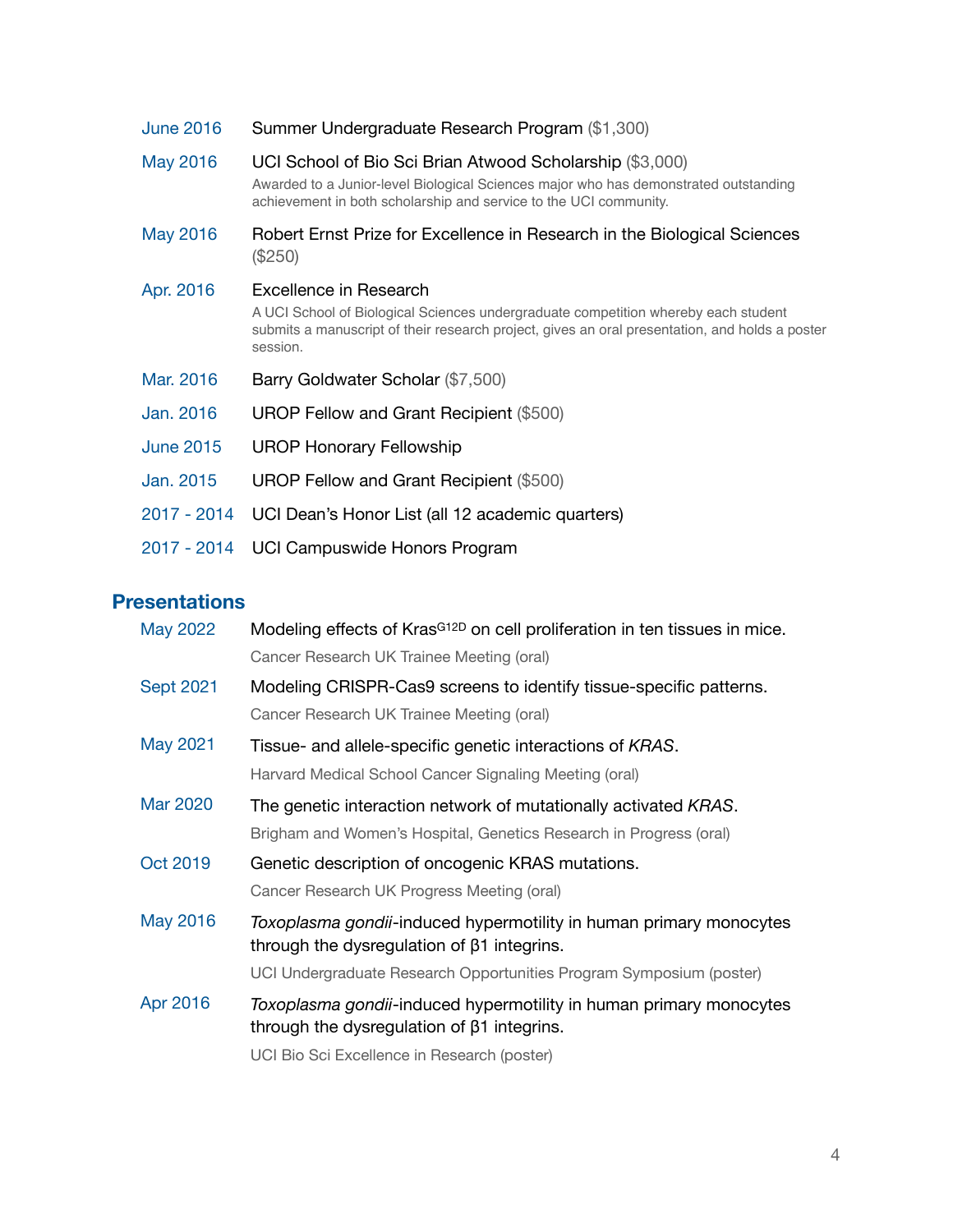| | |
|---|---|
| June 2016 | Summer Undergraduate Research Program ($1,300) |
| May 2016 | UCI School of Bio Sci Brian Atwood Scholarship ($3,000)<br>Awarded to a Junior-level Biological Sciences major who has demonstrated outstanding achievement in both scholarship and service to the UCI community. |
| May 2016 | Robert Ernst Prize for Excellence in Research in the Biological Sciences ($250) |
| Apr. 2016 | Excellence in Research<br>A UCI School of Biological Sciences undergraduate competition whereby each student submits a manuscript of their research project, gives an oral presentation, and holds a poster session. |
| Mar. 2016 | Barry Goldwater Scholar ($7,500) |
| Jan. 2016 | UROP Fellow and Grant Recipient ($500) |
| June 2015 | UROP Honorary Fellowship |
| Jan. 2015 | UROP Fellow and Grant Recipient ($500) |
| 2017 - 2014 | UCI Dean's Honor List (all 12 academic quarters) |
| 2017 - 2014 | UCI Campuswide Honors Program |

## Presentations

| | |
|---|---|
| May 2022 | Modeling effects of Kras$^{G12D}$ on cell proliferation in ten tissues in mice.<br>Cancer Research UK Trainee Meeting (oral) |
| Sept 2021 | Modeling CRISPR-Cas9 screens to identify tissue-specific patterns.<br>Cancer Research UK Trainee Meeting (oral) |
| May 2021 | Tissue- and allele-specific genetic interactions of *KRAS*.<br>Harvard Medical School Cancer Signaling Meeting (oral) |
| Mar 2020 | The genetic interaction network of mutationally activated *KRAS*.<br>Brigham and Women's Hospital, Genetics Research in Progress (oral) |
| Oct 2019 | Genetic description of oncogenic KRAS mutations.<br>Cancer Research UK Progress Meeting (oral) |
| May 2016 | *Toxoplasma gondii*-induced hypermotility in human primary monocytes through the dysregulation of β1 integrins.<br>UCI Undergraduate Research Opportunities Program Symposium (poster) |
| Apr 2016 | *Toxoplasma gondii*-induced hypermotility in human primary monocytes through the dysregulation of β1 integrins.<br>UCI Bio Sci Excellence in Research (poster) |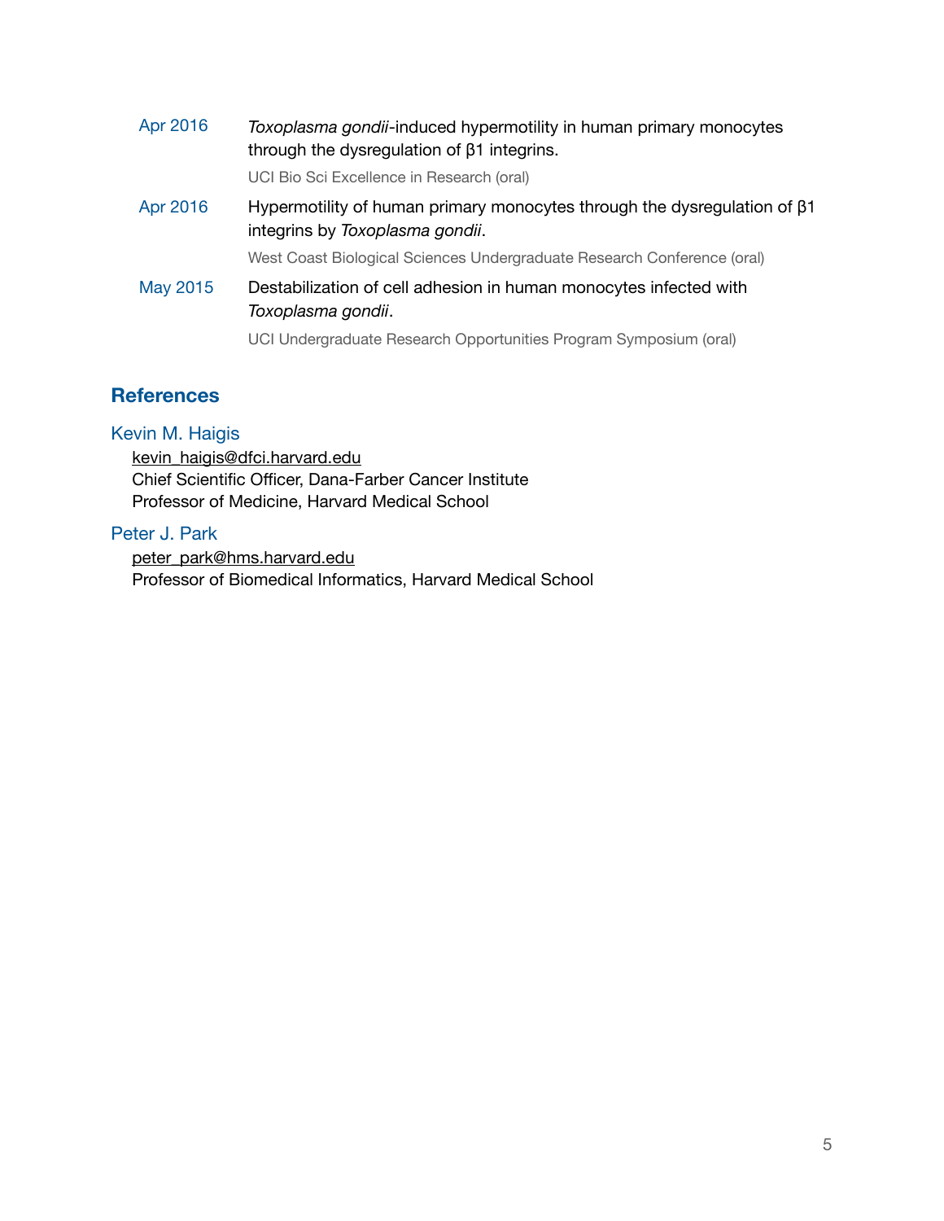Apr 2016 *Toxoplasma gondii*-induced hypermotility in human primary monocytes through the dysregulation of β1 integrins.
UCI Bio Sci Excellence in Research (oral)

Apr 2016 Hypermotility of human primary monocytes through the dysregulation of β1 integrins by *Toxoplasma gondii*.
West Coast Biological Sciences Undergraduate Research Conference (oral)

May 2015 Destabilization of cell adhesion in human monocytes infected with *Toxoplasma gondii*.
UCI Undergraduate Research Opportunities Program Symposium (oral)

## References

### Kevin M. Haigis

kevin_haigis@dfci.harvard.edu
Chief Scientific Officer, Dana-Farber Cancer Institute
Professor of Medicine, Harvard Medical School

### Peter J. Park

peter_park@hms.harvard.edu
Professor of Biomedical Informatics, Harvard Medical School